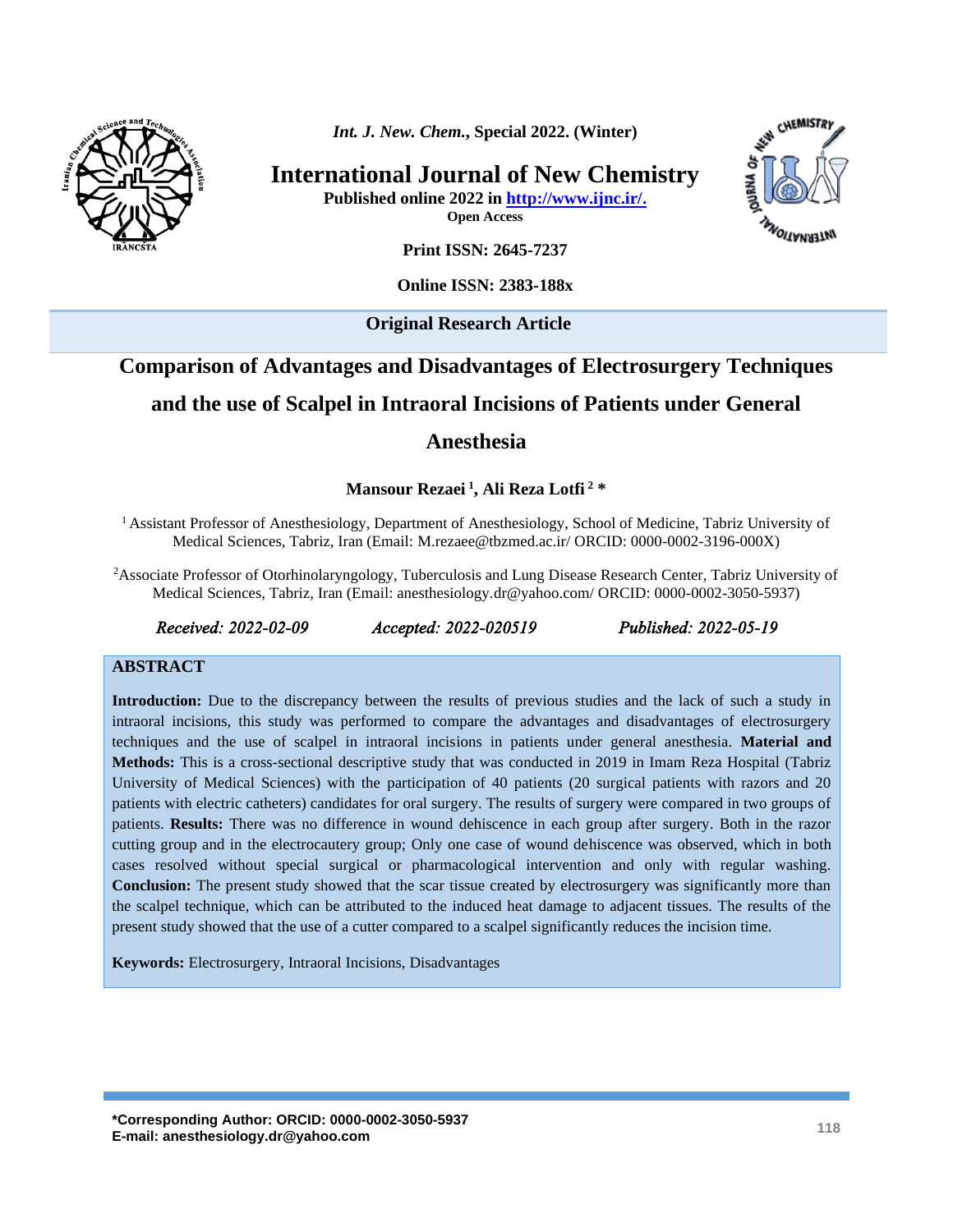*Int. J. New. Chem.*, Special 2022. (Winter)

# International Journal of New Chemistry

**Published online 2022 in http://www.ijnc.ir/.**

**Open Access**

**Print ISSN: 2645-7237**

**Online ISSN: 2383-188x**

**Original Research Article**

# Comparison of Advantages and Disadvantages of Electrosurgery Techniques and the use of Scalpel in Intraoral Incisions of Patients under General Anesthesia

**Mansour Rezaei [1], Ali Reza Lotfi [2] \***

[1] Assistant Professor of Anesthesiology, Department of Anesthesiology, School of Medicine, Tabriz University of Medical Sciences, Tabriz, Iran (Email: M.rezaee@tbzmed.ac.ir/ ORCID: 0000-0002-3196-000X)

[2]Associate Professor of Otorhinolaryngology, Tuberculosis and Lung Disease Research Center, Tabriz University of Medical Sciences, Tabriz, Iran (Email: anesthesiology.dr@yahoo.com/ ORCID: 0000-0002-3050-5937)

*Received: 2022-02-09* *Accepted: 2022-020519* *Published: 2022-05-19*

## ABSTRACT

**Introduction:** Due to the discrepancy between the results of previous studies and the lack of such a study in intraoral incisions, this study was performed to compare the advantages and disadvantages of electrosurgery techniques and the use of scalpel in intraoral incisions in patients under general anesthesia. **Material and Methods:** This is a cross-sectional descriptive study that was conducted in 2019 in Imam Reza Hospital (Tabriz University of Medical Sciences) with the participation of 40 patients (20 surgical patients with razors and 20 patients with electric catheters) candidates for oral surgery. The results of surgery were compared in two groups of patients. **Results:** There was no difference in wound dehiscence in each group after surgery. Both in the razor cutting group and in the electrocautery group; Only one case of wound dehiscence was observed, which in both cases resolved without special surgical or pharmacological intervention and only with regular washing. **Conclusion:** The present study showed that the scar tissue created by electrosurgery was significantly more than the scalpel technique, which can be attributed to the induced heat damage to adjacent tissues. The results of the present study showed that the use of a cutter compared to a scalpel significantly reduces the incision time.

**Keywords:** Electrosurgery, Intraoral Incisions, Disadvantages

**\*Corresponding Author: ORCID: 0000-0002-3050-5937**
**E-mail: anesthesiology.dr@yahoo.com**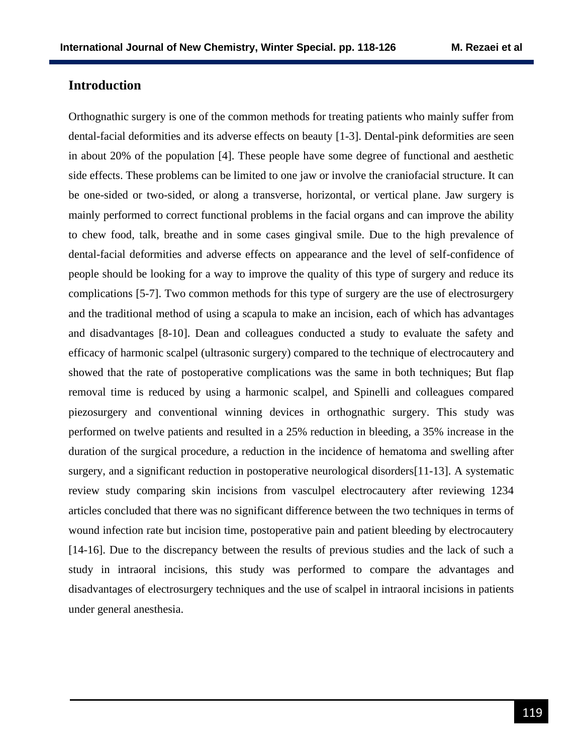## Introduction

Orthognathic surgery is one of the common methods for treating patients who mainly suffer from dental-facial deformities and its adverse effects on beauty [1-3]. Dental-pink deformities are seen in about 20% of the population [4]. These people have some degree of functional and aesthetic side effects. These problems can be limited to one jaw or involve the craniofacial structure. It can be one-sided or two-sided, or along a transverse, horizontal, or vertical plane. Jaw surgery is mainly performed to correct functional problems in the facial organs and can improve the ability to chew food, talk, breathe and in some cases gingival smile. Due to the high prevalence of dental-facial deformities and adverse effects on appearance and the level of self-confidence of people should be looking for a way to improve the quality of this type of surgery and reduce its complications [5-7]. Two common methods for this type of surgery are the use of electrosurgery and the traditional method of using a scapula to make an incision, each of which has advantages and disadvantages [8-10]. Dean and colleagues conducted a study to evaluate the safety and efficacy of harmonic scalpel (ultrasonic surgery) compared to the technique of electrocautery and showed that the rate of postoperative complications was the same in both techniques; But flap removal time is reduced by using a harmonic scalpel, and Spinelli and colleagues compared piezosurgery and conventional winning devices in orthognathic surgery. This study was performed on twelve patients and resulted in a 25% reduction in bleeding, a 35% increase in the duration of the surgical procedure, a reduction in the incidence of hematoma and swelling after surgery, and a significant reduction in postoperative neurological disorders[11-13]. A systematic review study comparing skin incisions from vasculpel electrocautery after reviewing 1234 articles concluded that there was no significant difference between the two techniques in terms of wound infection rate but incision time, postoperative pain and patient bleeding by electrocautery [14-16]. Due to the discrepancy between the results of previous studies and the lack of such a study in intraoral incisions, this study was performed to compare the advantages and disadvantages of electrosurgery techniques and the use of scalpel in intraoral incisions in patients under general anesthesia.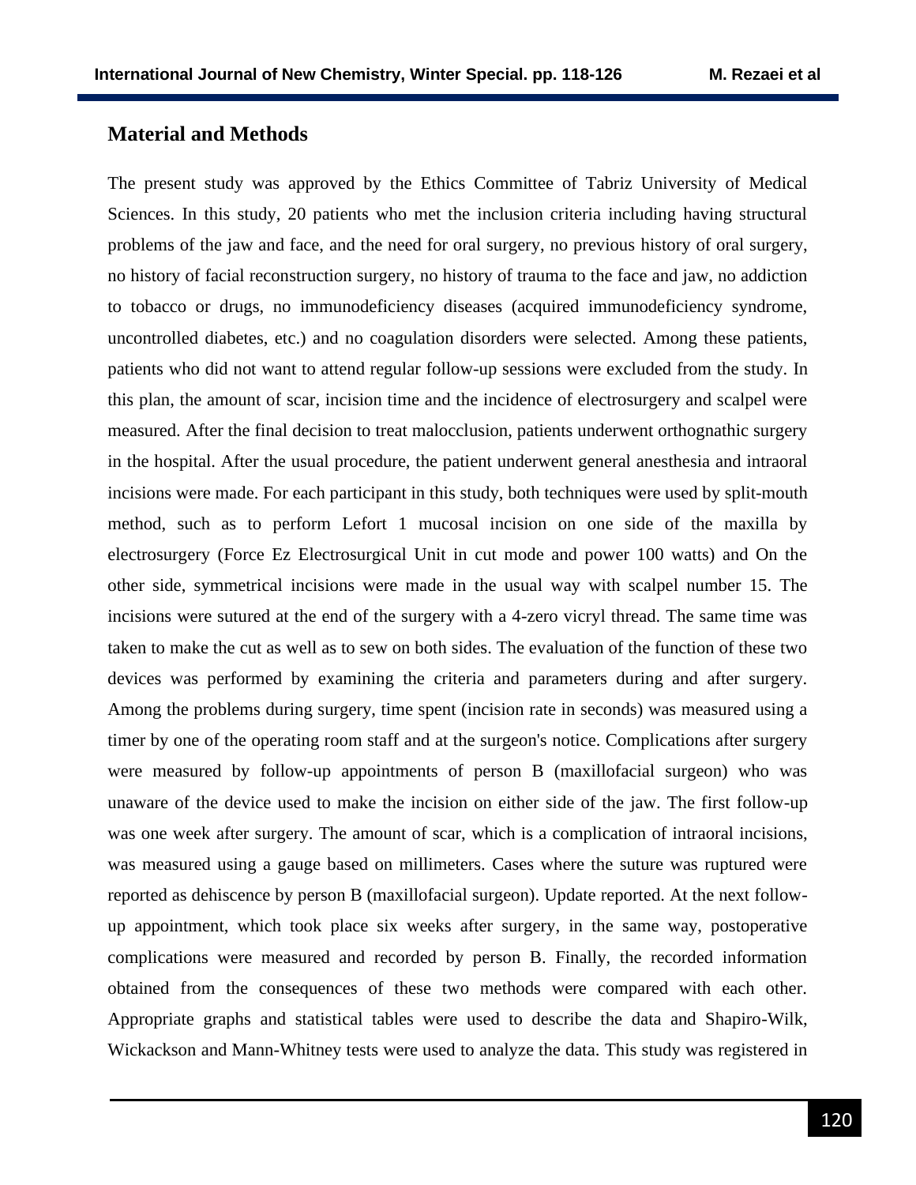## Material and Methods

The present study was approved by the Ethics Committee of Tabriz University of Medical Sciences. In this study, 20 patients who met the inclusion criteria including having structural problems of the jaw and face, and the need for oral surgery, no previous history of oral surgery, no history of facial reconstruction surgery, no history of trauma to the face and jaw, no addiction to tobacco or drugs, no immunodeficiency diseases (acquired immunodeficiency syndrome, uncontrolled diabetes, etc.) and no coagulation disorders were selected. Among these patients, patients who did not want to attend regular follow-up sessions were excluded from the study. In this plan, the amount of scar, incision time and the incidence of electrosurgery and scalpel were measured. After the final decision to treat malocclusion, patients underwent orthognathic surgery in the hospital. After the usual procedure, the patient underwent general anesthesia and intraoral incisions were made. For each participant in this study, both techniques were used by split-mouth method, such as to perform Lefort 1 mucosal incision on one side of the maxilla by electrosurgery (Force Ez Electrosurgical Unit in cut mode and power 100 watts) and On the other side, symmetrical incisions were made in the usual way with scalpel number 15. The incisions were sutured at the end of the surgery with a 4-zero vicryl thread. The same time was taken to make the cut as well as to sew on both sides. The evaluation of the function of these two devices was performed by examining the criteria and parameters during and after surgery. Among the problems during surgery, time spent (incision rate in seconds) was measured using a timer by one of the operating room staff and at the surgeon's notice. Complications after surgery were measured by follow-up appointments of person B (maxillofacial surgeon) who was unaware of the device used to make the incision on either side of the jaw. The first follow-up was one week after surgery. The amount of scar, which is a complication of intraoral incisions, was measured using a gauge based on millimeters. Cases where the suture was ruptured were reported as dehiscence by person B (maxillofacial surgeon). Update reported. At the next follow-up appointment, which took place six weeks after surgery, in the same way, postoperative complications were measured and recorded by person B. Finally, the recorded information obtained from the consequences of these two methods were compared with each other. Appropriate graphs and statistical tables were used to describe the data and Shapiro-Wilk, Wickackson and Mann-Whitney tests were used to analyze the data. This study was registered in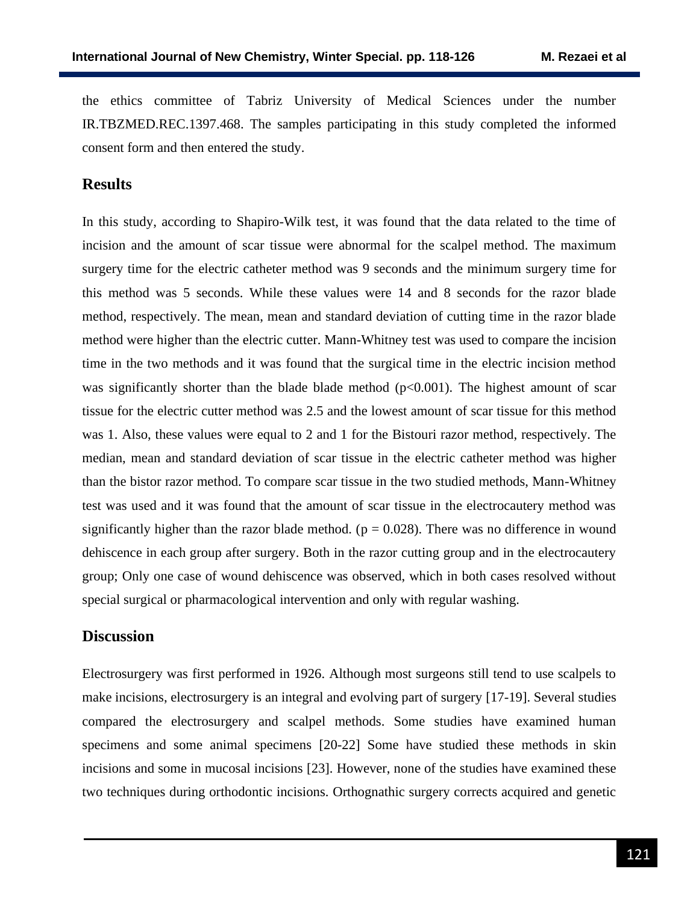the ethics committee of Tabriz University of Medical Sciences under the number IR.TBZMED.REC.1397.468. The samples participating in this study completed the informed consent form and then entered the study.

## Results

In this study, according to Shapiro-Wilk test, it was found that the data related to the time of incision and the amount of scar tissue were abnormal for the scalpel method. The maximum surgery time for the electric catheter method was 9 seconds and the minimum surgery time for this method was 5 seconds. While these values were 14 and 8 seconds for the razor blade method, respectively. The mean, mean and standard deviation of cutting time in the razor blade method were higher than the electric cutter. Mann-Whitney test was used to compare the incision time in the two methods and it was found that the surgical time in the electric incision method was significantly shorter than the blade blade method ($p<0.001$). The highest amount of scar tissue for the electric cutter method was 2.5 and the lowest amount of scar tissue for this method was 1. Also, these values were equal to 2 and 1 for the Bistouri razor method, respectively. The median, mean and standard deviation of scar tissue in the electric catheter method was higher than the bistor razor method. To compare scar tissue in the two studied methods, Mann-Whitney test was used and it was found that the amount of scar tissue in the electrocautery method was significantly higher than the razor blade method. ($p = 0.028$). There was no difference in wound dehiscence in each group after surgery. Both in the razor cutting group and in the electrocautery group; Only one case of wound dehiscence was observed, which in both cases resolved without special surgical or pharmacological intervention and only with regular washing.

## Discussion

Electrosurgery was first performed in 1926. Although most surgeons still tend to use scalpels to make incisions, electrosurgery is an integral and evolving part of surgery [17-19]. Several studies compared the electrosurgery and scalpel methods. Some studies have examined human specimens and some animal specimens [20-22] Some have studied these methods in skin incisions and some in mucosal incisions [23]. However, none of the studies have examined these two techniques during orthodontic incisions. Orthognathic surgery corrects acquired and genetic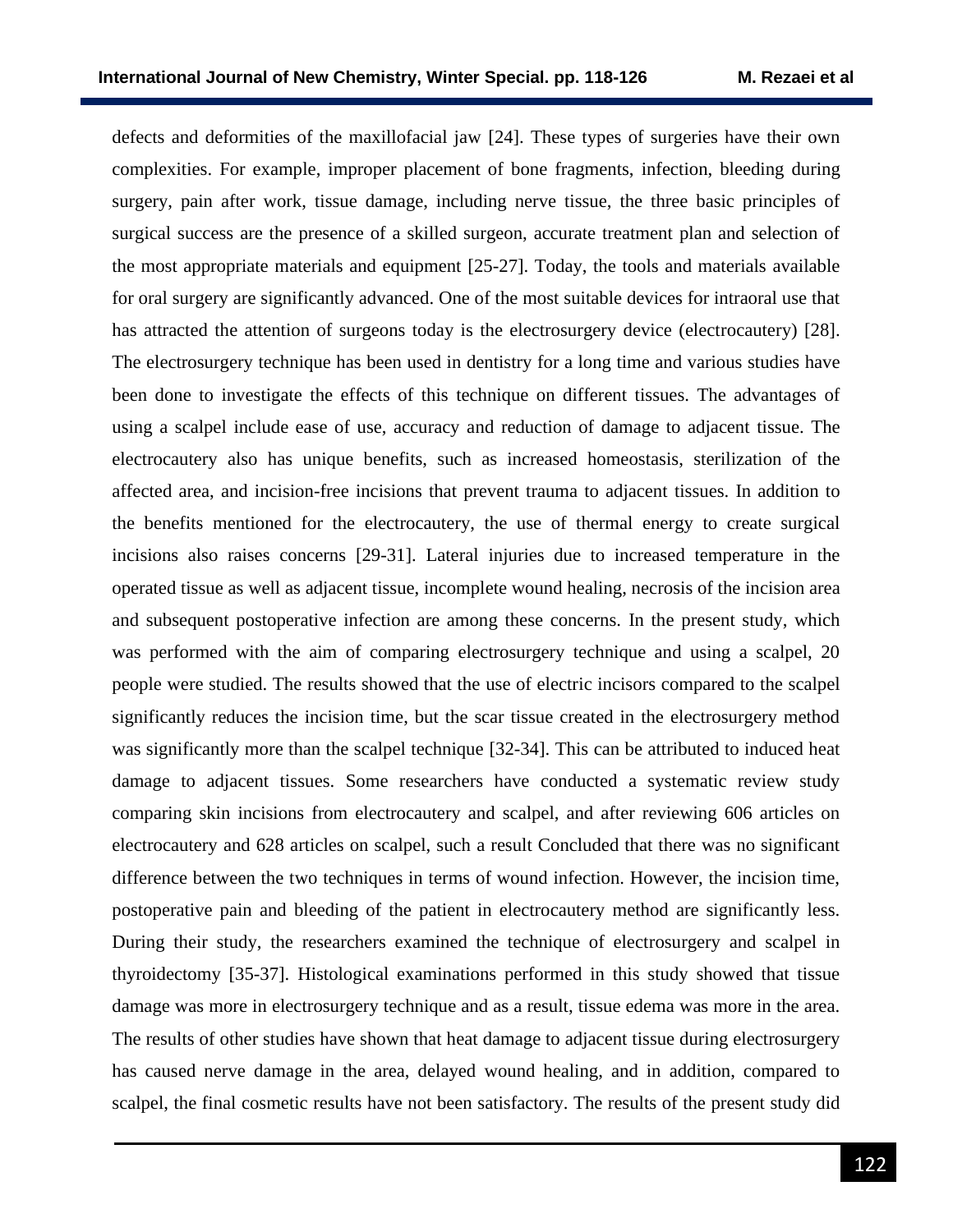defects and deformities of the maxillofacial jaw [24]. These types of surgeries have their own complexities. For example, improper placement of bone fragments, infection, bleeding during surgery, pain after work, tissue damage, including nerve tissue, the three basic principles of surgical success are the presence of a skilled surgeon, accurate treatment plan and selection of the most appropriate materials and equipment [25-27]. Today, the tools and materials available for oral surgery are significantly advanced. One of the most suitable devices for intraoral use that has attracted the attention of surgeons today is the electrosurgery device (electrocautery) [28]. The electrosurgery technique has been used in dentistry for a long time and various studies have been done to investigate the effects of this technique on different tissues. The advantages of using a scalpel include ease of use, accuracy and reduction of damage to adjacent tissue. The electrocautery also has unique benefits, such as increased homeostasis, sterilization of the affected area, and incision-free incisions that prevent trauma to adjacent tissues. In addition to the benefits mentioned for the electrocautery, the use of thermal energy to create surgical incisions also raises concerns [29-31]. Lateral injuries due to increased temperature in the operated tissue as well as adjacent tissue, incomplete wound healing, necrosis of the incision area and subsequent postoperative infection are among these concerns. In the present study, which was performed with the aim of comparing electrosurgery technique and using a scalpel, 20 people were studied. The results showed that the use of electric incisors compared to the scalpel significantly reduces the incision time, but the scar tissue created in the electrosurgery method was significantly more than the scalpel technique [32-34]. This can be attributed to induced heat damage to adjacent tissues. Some researchers have conducted a systematic review study comparing skin incisions from electrocautery and scalpel, and after reviewing 606 articles on electrocautery and 628 articles on scalpel, such a result Concluded that there was no significant difference between the two techniques in terms of wound infection. However, the incision time, postoperative pain and bleeding of the patient in electrocautery method are significantly less. During their study, the researchers examined the technique of electrosurgery and scalpel in thyroidectomy [35-37]. Histological examinations performed in this study showed that tissue damage was more in electrosurgery technique and as a result, tissue edema was more in the area. The results of other studies have shown that heat damage to adjacent tissue during electrosurgery has caused nerve damage in the area, delayed wound healing, and in addition, compared to scalpel, the final cosmetic results have not been satisfactory. The results of the present study did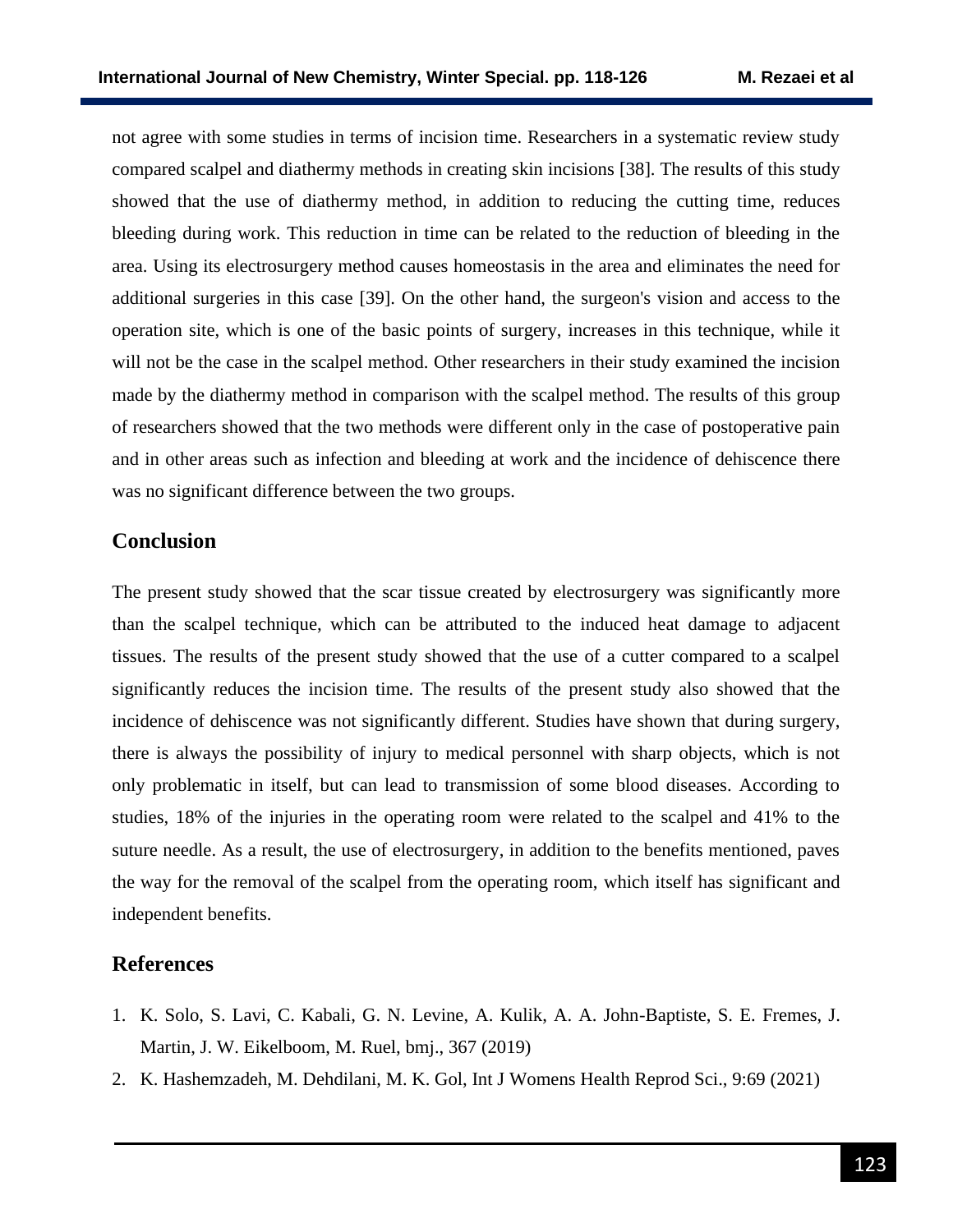not agree with some studies in terms of incision time. Researchers in a systematic review study compared scalpel and diathermy methods in creating skin incisions [38]. The results of this study showed that the use of diathermy method, in addition to reducing the cutting time, reduces bleeding during work. This reduction in time can be related to the reduction of bleeding in the area. Using its electrosurgery method causes homeostasis in the area and eliminates the need for additional surgeries in this case [39]. On the other hand, the surgeon's vision and access to the operation site, which is one of the basic points of surgery, increases in this technique, while it will not be the case in the scalpel method. Other researchers in their study examined the incision made by the diathermy method in comparison with the scalpel method. The results of this group of researchers showed that the two methods were different only in the case of postoperative pain and in other areas such as infection and bleeding at work and the incidence of dehiscence there was no significant difference between the two groups.

## Conclusion

The present study showed that the scar tissue created by electrosurgery was significantly more than the scalpel technique, which can be attributed to the induced heat damage to adjacent tissues. The results of the present study showed that the use of a cutter compared to a scalpel significantly reduces the incision time. The results of the present study also showed that the incidence of dehiscence was not significantly different. Studies have shown that during surgery, there is always the possibility of injury to medical personnel with sharp objects, which is not only problematic in itself, but can lead to transmission of some blood diseases. According to studies, 18% of the injuries in the operating room were related to the scalpel and 41% to the suture needle. As a result, the use of electrosurgery, in addition to the benefits mentioned, paves the way for the removal of the scalpel from the operating room, which itself has significant and independent benefits.

## References

1. K. Solo, S. Lavi, C. Kabali, G. N. Levine, A. Kulik, A. A. John-Baptiste, S. E. Fremes, J. Martin, J. W. Eikelboom, M. Ruel, bmj., 367 (2019)
2. K. Hashemzadeh, M. Dehdilani, M. K. Gol, Int J Womens Health Reprod Sci., 9:69 (2021)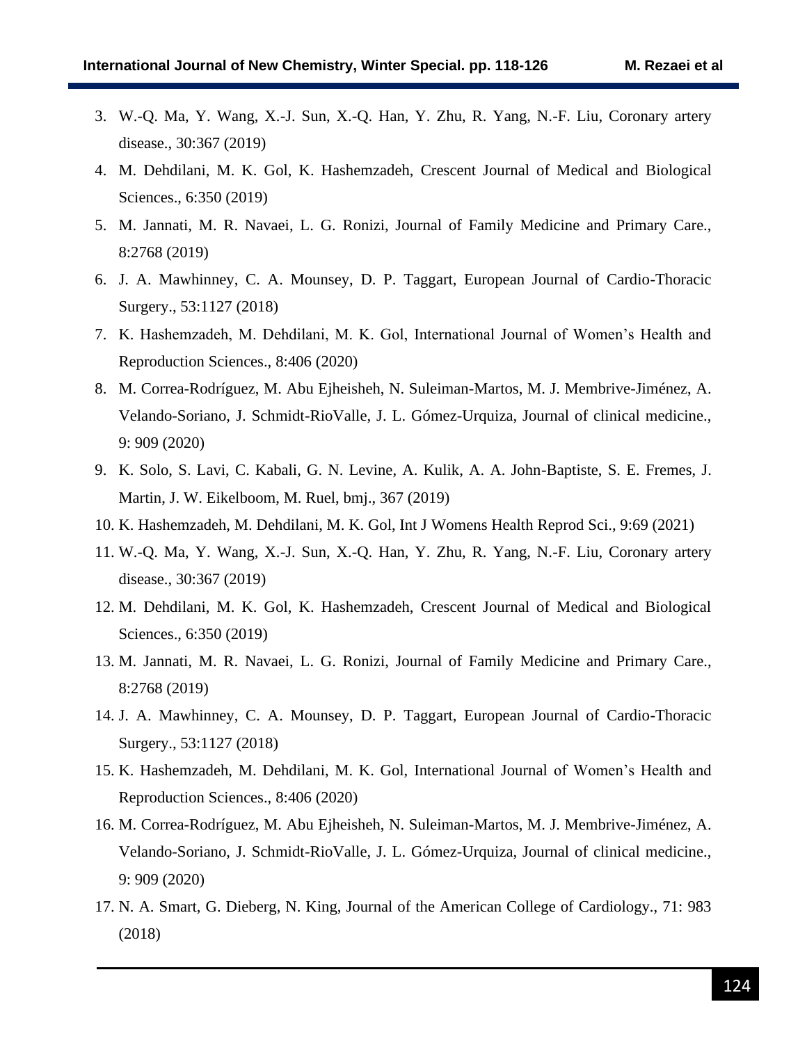3. W.-Q. Ma, Y. Wang, X.-J. Sun, X.-Q. Han, Y. Zhu, R. Yang, N.-F. Liu, Coronary artery disease., 30:367 (2019)
4. M. Dehdilani, M. K. Gol, K. Hashemzadeh, Crescent Journal of Medical and Biological Sciences., 6:350 (2019)
5. M. Jannati, M. R. Navaei, L. G. Ronizi, Journal of Family Medicine and Primary Care., 8:2768 (2019)
6. J. A. Mawhinney, C. A. Mounsey, D. P. Taggart, European Journal of Cardio-Thoracic Surgery., 53:1127 (2018)
7. K. Hashemzadeh, M. Dehdilani, M. K. Gol, International Journal of Women's Health and Reproduction Sciences., 8:406 (2020)
8. M. Correa-Rodríguez, M. Abu Ejheisheh, N. Suleiman-Martos, M. J. Membrive-Jiménez, A. Velando-Soriano, J. Schmidt-RioValle, J. L. Gómez-Urquiza, Journal of clinical medicine., 9: 909 (2020)
9. K. Solo, S. Lavi, C. Kabali, G. N. Levine, A. Kulik, A. A. John-Baptiste, S. E. Fremes, J. Martin, J. W. Eikelboom, M. Ruel, bmj., 367 (2019)
10. K. Hashemzadeh, M. Dehdilani, M. K. Gol, Int J Womens Health Reprod Sci., 9:69 (2021)
11. W.-Q. Ma, Y. Wang, X.-J. Sun, X.-Q. Han, Y. Zhu, R. Yang, N.-F. Liu, Coronary artery disease., 30:367 (2019)
12. M. Dehdilani, M. K. Gol, K. Hashemzadeh, Crescent Journal of Medical and Biological Sciences., 6:350 (2019)
13. M. Jannati, M. R. Navaei, L. G. Ronizi, Journal of Family Medicine and Primary Care., 8:2768 (2019)
14. J. A. Mawhinney, C. A. Mounsey, D. P. Taggart, European Journal of Cardio-Thoracic Surgery., 53:1127 (2018)
15. K. Hashemzadeh, M. Dehdilani, M. K. Gol, International Journal of Women's Health and Reproduction Sciences., 8:406 (2020)
16. M. Correa-Rodríguez, M. Abu Ejheisheh, N. Suleiman-Martos, M. J. Membrive-Jiménez, A. Velando-Soriano, J. Schmidt-RioValle, J. L. Gómez-Urquiza, Journal of clinical medicine., 9: 909 (2020)
17. N. A. Smart, G. Dieberg, N. King, Journal of the American College of Cardiology., 71: 983 (2018)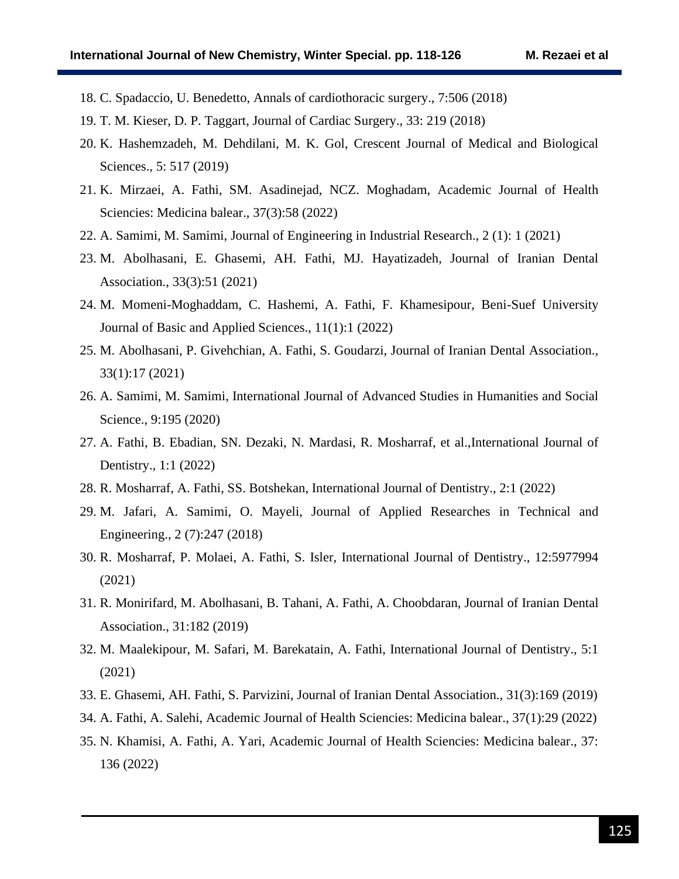18. C. Spadaccio, U. Benedetto, Annals of cardiothoracic surgery., 7:506 (2018)
19. T. M. Kieser, D. P. Taggart, Journal of Cardiac Surgery., 33: 219 (2018)
20. K. Hashemzadeh, M. Dehdilani, M. K. Gol, Crescent Journal of Medical and Biological Sciences., 5: 517 (2019)
21. K. Mirzaei, A. Fathi, SM. Asadinejad, NCZ. Moghadam, Academic Journal of Health Sciencies: Medicina balear., 37(3):58 (2022)
22. A. Samimi, M. Samimi, Journal of Engineering in Industrial Research., 2 (1): 1 (2021)
23. M. Abolhasani, E. Ghasemi, AH. Fathi, MJ. Hayatizadeh, Journal of Iranian Dental Association., 33(3):51 (2021)
24. M. Momeni-Moghaddam, C. Hashemi, A. Fathi, F. Khamesipour, Beni-Suef University Journal of Basic and Applied Sciences., 11(1):1 (2022)
25. M. Abolhasani, P. Givehchian, A. Fathi, S. Goudarzi, Journal of Iranian Dental Association., 33(1):17 (2021)
26. A. Samimi, M. Samimi, International Journal of Advanced Studies in Humanities and Social Science., 9:195 (2020)
27. A. Fathi, B. Ebadian, SN. Dezaki, N. Mardasi, R. Mosharraf, et al.,International Journal of Dentistry., 1:1 (2022)
28. R. Mosharraf, A. Fathi, SS. Botshekan, International Journal of Dentistry., 2:1 (2022)
29. M. Jafari, A. Samimi, O. Mayeli, Journal of Applied Researches in Technical and Engineering., 2 (7):247 (2018)
30. R. Mosharraf, P. Molaei, A. Fathi, S. Isler, International Journal of Dentistry., 12:5977994 (2021)
31. R. Monirifard, M. Abolhasani, B. Tahani, A. Fathi, A. Choobdaran, Journal of Iranian Dental Association., 31:182 (2019)
32. M. Maalekipour, M. Safari, M. Barekatain, A. Fathi, International Journal of Dentistry., 5:1 (2021)
33. E. Ghasemi, AH. Fathi, S. Parvizini, Journal of Iranian Dental Association., 31(3):169 (2019)
34. A. Fathi, A. Salehi, Academic Journal of Health Sciencies: Medicina balear., 37(1):29 (2022)
35. N. Khamisi, A. Fathi, A. Yari, Academic Journal of Health Sciencies: Medicina balear., 37: 136 (2022)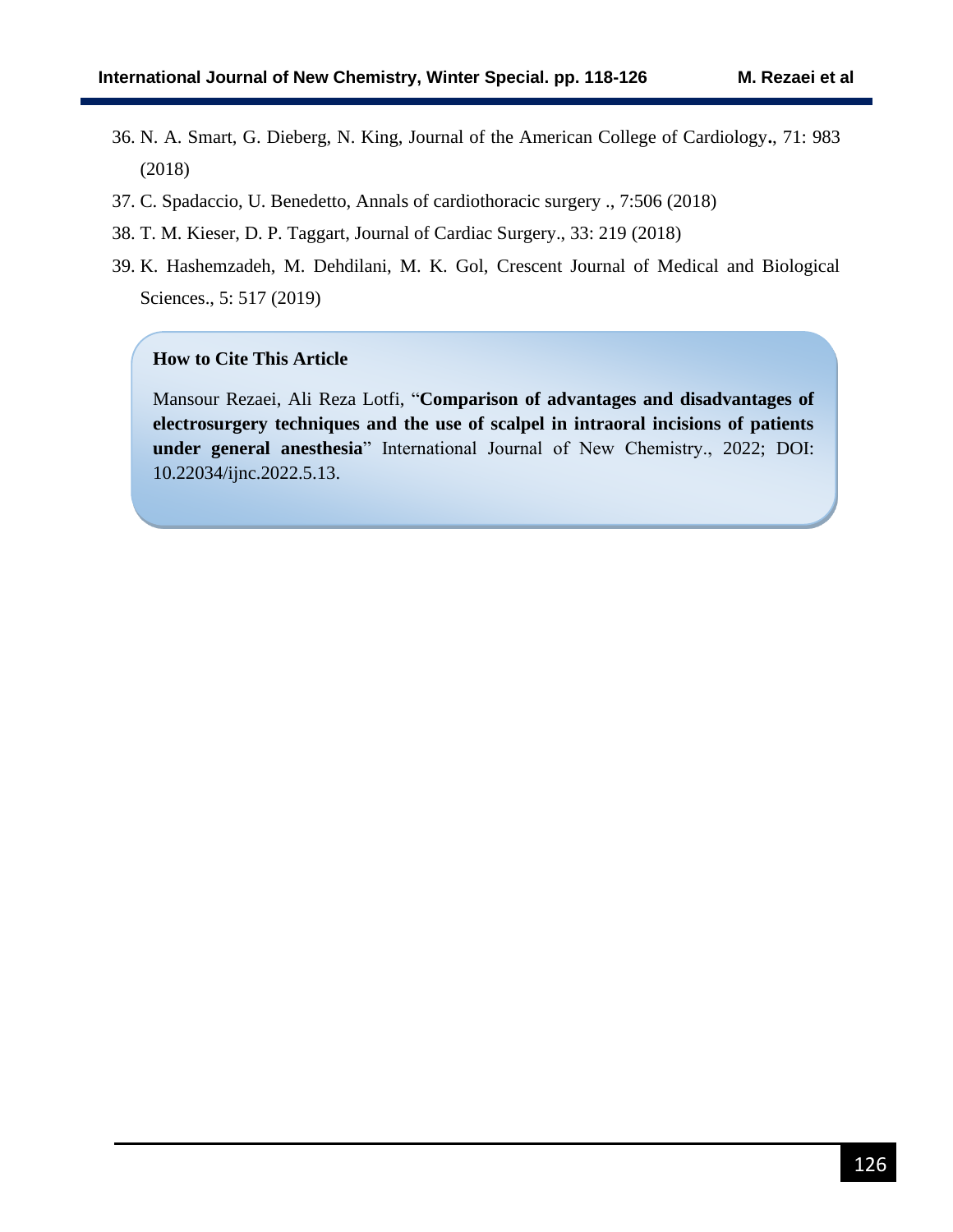36. N. A. Smart, G. Dieberg, N. King, Journal of the American College of Cardiology**.**, 71: 983 (2018)
37. C. Spadaccio, U. Benedetto, Annals of cardiothoracic surgery ., 7:506 (2018)
38. T. M. Kieser, D. P. Taggart, Journal of Cardiac Surgery., 33: 219 (2018)
39. K. Hashemzadeh, M. Dehdilani, M. K. Gol, Crescent Journal of Medical and Biological Sciences., 5: 517 (2019)

**How to Cite This Article**

Mansour Rezaei, Ali Reza Lotfi, "**Comparison of advantages and disadvantages of electrosurgery techniques and the use of scalpel in intraoral incisions of patients under general anesthesia**" International Journal of New Chemistry., 2022; DOI: 10.22034/ijnc.2022.5.13.